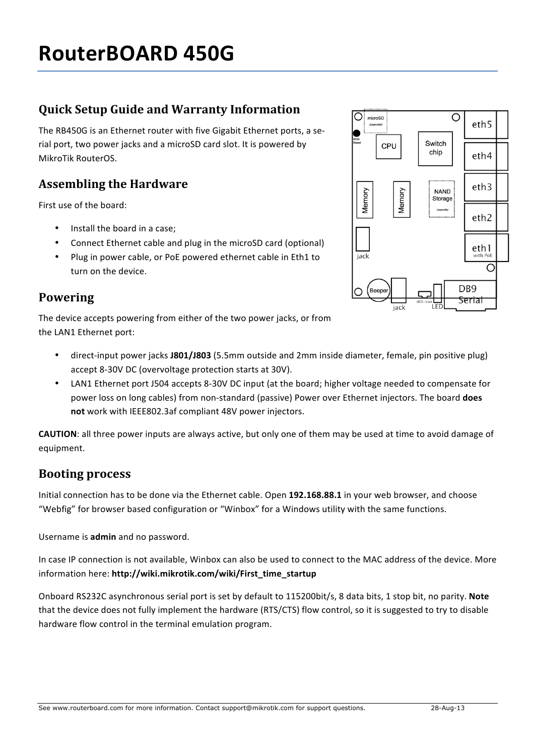# RouterBOARD 450G

## Quick Setup Guide and Warranty Information

The RB450G is an Ethernet router with five Gigabit Ethernet ports, a serial port, two power jacks and a microSD card slot. It is powered by MikroTik RouterOS.

## Assembling the Hardware

First use of the board:

- Install the board in a case;
- Connect Ethernet cable and plug in the microSD card (optional)
- Plug in power cable, or PoE powered ethernet cable in Eth1 to turn on the device.

## Powering

The device accepts powering from either of the two power jacks, or from the LAN1 Ethernet port:

- direct-input power jacks **J801/J803** (5.5mm outside and 2mm inside diameter, female, pin positive plug) accept 8-30V DC (overvoltage protection starts at 30V).
- LAN1 Ethernet port J504 accepts 8-30V DC input (at the board; higher voltage needed to compensate for power loss on long cables) from non-standard (passive) Power over Ethernet injectors. The board **does not** work with IEEE802.3af compliant 48V power injectors.

**CAUTION**: all three power inputs are always active, but only one of them may be used at time to avoid damage of equipment.

## Booting process

Initial connection has to be done via the Ethernet cable. Open **192.168.88.1** in your web browser, and choose “Webfig” for browser based configuration or “Winbox” for a Windows utility with the same functions.

Username is **admin** and no password.

In case IP connection is not available, Winbox can also be used to connect to the MAC address of the device. More information here: **http://wiki.mikrotik.com/wiki/First_time_startup**

Onboard RS232C asynchronous serial port is set by default to 115200bit/s, 8 data bits, 1 stop bit, no parity. **Note** that the device does not fully implement the hardware (RTS/CTS) flow control, so it is suggested to try to disable hardware flow control in the terminal emulation program.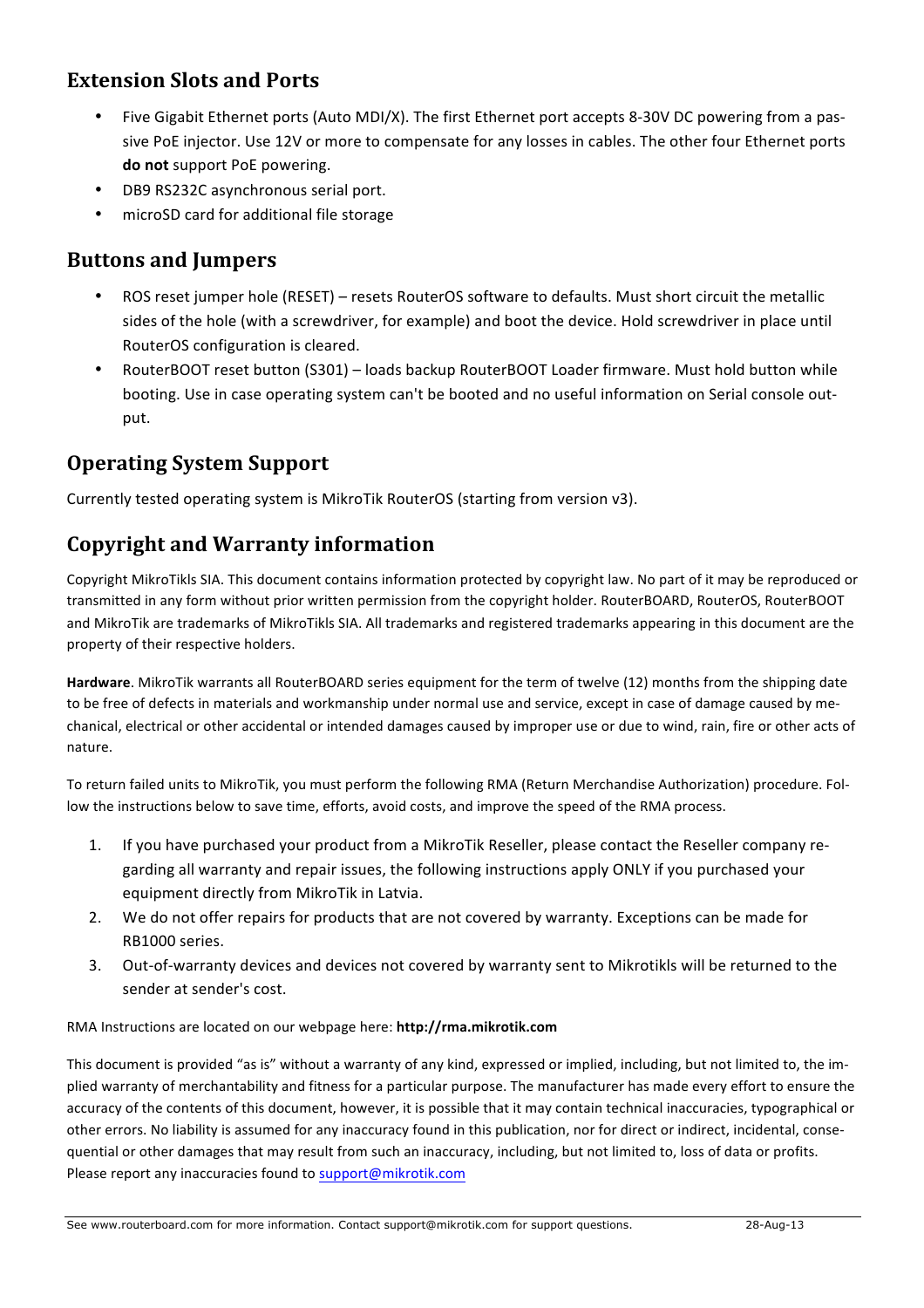## Extension Slots and Ports

- Five Gigabit Ethernet ports (Auto MDI/X). The first Ethernet port accepts 8-30V DC powering from a passive PoE injector. Use 12V or more to compensate for any losses in cables. The other four Ethernet ports **do not** support PoE powering.
- DB9 RS232C asynchronous serial port.
- microSD card for additional file storage

## Buttons and Jumpers

- ROS reset jumper hole (RESET) – resets RouterOS software to defaults. Must short circuit the metallic sides of the hole (with a screwdriver, for example) and boot the device. Hold screwdriver in place until RouterOS configuration is cleared.
- RouterBOOT reset button (S301) – loads backup RouterBOOT Loader firmware. Must hold button while booting. Use in case operating system can't be booted and no useful information on Serial console output.

## Operating System Support

Currently tested operating system is MikroTik RouterOS (starting from version v3).

## Copyright and Warranty information

Copyright MikroTikls SIA. This document contains information protected by copyright law. No part of it may be reproduced or transmitted in any form without prior written permission from the copyright holder. RouterBOARD, RouterOS, RouterBOOT and MikroTik are trademarks of MikroTikls SIA. All trademarks and registered trademarks appearing in this document are the property of their respective holders.

**Hardware**. MikroTik warrants all RouterBOARD series equipment for the term of twelve (12) months from the shipping date to be free of defects in materials and workmanship under normal use and service, except in case of damage caused by mechanical, electrical or other accidental or intended damages caused by improper use or due to wind, rain, fire or other acts of nature.

To return failed units to MikroTik, you must perform the following RMA (Return Merchandise Authorization) procedure. Follow the instructions below to save time, efforts, avoid costs, and improve the speed of the RMA process.

1. If you have purchased your product from a MikroTik Reseller, please contact the Reseller company regarding all warranty and repair issues, the following instructions apply ONLY if you purchased your equipment directly from MikroTik in Latvia.
2. We do not offer repairs for products that are not covered by warranty. Exceptions can be made for RB1000 series.
3. Out-of-warranty devices and devices not covered by warranty sent to Mikrotikls will be returned to the sender at sender's cost.

RMA Instructions are located on our webpage here: **http://rma.mikrotik.com**

This document is provided "as is" without a warranty of any kind, expressed or implied, including, but not limited to, the implied warranty of merchantability and fitness for a particular purpose. The manufacturer has made every effort to ensure the accuracy of the contents of this document, however, it is possible that it may contain technical inaccuracies, typographical or other errors. No liability is assumed for any inaccuracy found in this publication, nor for direct or indirect, incidental, consequential or other damages that may result from such an inaccuracy, including, but not limited to, loss of data or profits. Please report any inaccuracies found to support@mikrotik.com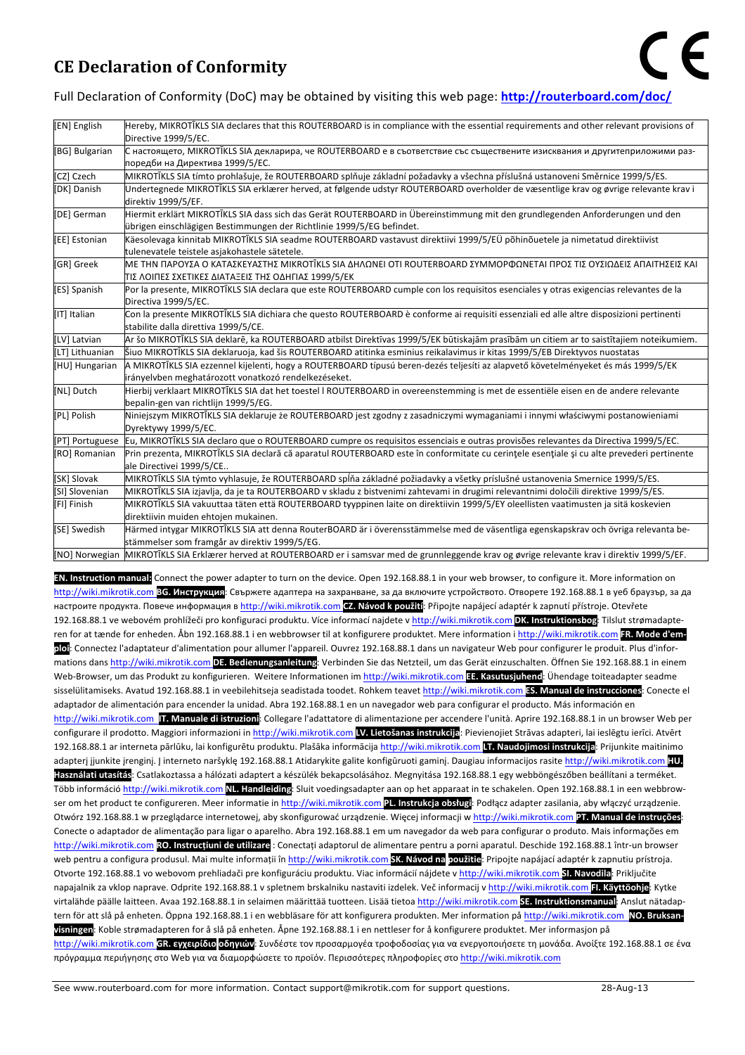# CE Declaration of Conformity

Full Declaration of Conformity (DoC) may be obtained by visiting this web page: **http://routerboard.com/doc/**

| | |
|---|---|
| [EN] English | Hereby, MIKROTĪKLS SIA declares that this ROUTERBOARD is in compliance with the essential requirements and other relevant provisions of Directive 1999/5/EC. |
| [BG] Bulgarian | С настоящето, MIKROTĪKLS SIA декларира, че ROUTERBOARD е в съответствие със съществените изисквания и другитеприложими разпоредби на Директива 1999/5/ЕС. |
| [CZ] Czech | MIKROTĪKLS SIA tímto prohlašuje, že ROUTERBOARD splňuje základní požadavky a všechna příslušná ustanoveni Směrnice 1999/5/ES. |
| [DK] Danish | Undertegnede MIKROTĪKLS SIA erklærer herved, at følgende udstyr ROUTERBOARD overholder de væsentlige krav og øvrige relevante krav i direktiv 1999/5/EF. |
| [DE] German | Hiermit erklärt MIKROTĪKLS SIA dass sich das Gerät ROUTERBOARD in Übereinstimmung mit den grundlegenden Anforderungen und den übrigen einschlägigen Bestimmungen der Richtlinie 1999/5/EG befindet. |
| [EE] Estonian | Käesolevaga kinnitab MIKROTĪKLS SIA seadme ROUTERBOARD vastavust direktiivi 1999/5/EÜ põhinõuetele ja nimetatud direktiivist tulenevatele teistele asjakohastele sätetele. |
| [GR] Greek | ΜΕ ΤΗΝ ΠΑΡΟΥΣΑ Ο ΚΑΤΑΣΚΕΥΑΣΤΗΣ MIKROTĪKLS SIA ΔΗΛΩΝΕΙ ΟΤΙ ROUTERBOARD ΣΥΜΜΟΡΦΩΝΕΤΑΙ ΠΡΟΣ ΤΙΣ ΟΥΣΙΩΔΕΙΣ ΑΠΑΙΤΗΣΕΙΣ ΚΑΙ ΤΙΣ ΛΟΙΠΕΣ ΣΧΕΤΙΚΕΣ ΔΙΑΤΑΞΕΙΣ ΤΗΣ ΟΔΗΓΙΑΣ 1999/5/ΕΚ |
| [ES] Spanish | Por la presente, MIKROTĪKLS SIA declara que este ROUTERBOARD cumple con los requisitos esenciales y otras exigencias relevantes de la Directiva 1999/5/EC. |
| [IT] Italian | Con la presente MIKROTĪKLS SIA dichiara che questo ROUTERBOARD è conforme ai requisiti essenziali ed alle altre disposizioni pertinenti stabilite dalla direttiva 1999/5/CE. |
| [LV] Latvian | Ar šo MIKROTĪKLS SIA deklarē, ka ROUTERBOARD atbilst Direktīvas 1999/5/EK būtiskajām prasībām un citiem ar to saistītajiem noteikumiem. |
| [LT] Lithuanian | Šiuo MIKROTĪKLS SIA deklaruoja, kad šis ROUTERBOARD atitinka esminius reikalavimus ir kitas 1999/5/EB Direktyvos nuostatas |
| [HU] Hungarian | A MIKROTĪKLS SIA ezzennel kijelenti, hogy a ROUTERBOARD típusú beren-dezés teljesíti az alapvető követelményeket és más 1999/5/EK irányelvben meghatározott vonatkozó rendelkezéseket. |
| [NL] Dutch | Hierbij verklaart MIKROTĪKLS SIA dat het toestel l ROUTERBOARD in overeenstemming is met de essentiële eisen en de andere relevante bepalin-gen van richtlijn 1999/5/EG. |
| [PL] Polish | Niniejszym MIKROTĪKLS SIA deklaruje że ROUTERBOARD jest zgodny z zasadniczymi wymaganiami i innymi właściwymi postanowieniami Dyrektywy 1999/5/EC. |
| [PT] Portuguese | Eu, MIKROTĪKLS SIA declaro que o ROUTERBOARD cumpre os requisitos essenciais e outras provisões relevantes da Directiva 1999/5/EC. |
| [RO] Romanian | Prin prezenta, MIKROTĪKLS SIA declară că aparatul ROUTERBOARD este în conformitate cu cerinţele esenţiale şi cu alte prevederi pertinente ale Directivei 1999/5/CE.. |
| [SK] Slovak | MIKROTĪKLS SIA týmto vyhlasuje, že ROUTERBOARD spĺňa základné požiadavky a všetky príslušné ustanovenia Smernice 1999/5/ES. |
| [SI] Slovenian | MIKROTĪKLS SIA izjavlja, da je ta ROUTERBOARD v skladu z bistvenimi zahtevami in drugimi relevantnimi določili direktive 1999/5/ES. |
| [FI] Finish | MIKROTĪKLS SIA vakuuttaa täten että ROUTERBOARD tyyppinen laite on direktiivin 1999/5/EY oleellisten vaatimusten ja sitä koskevien direktiivin muiden ehtojen mukainen. |
| [SE] Swedish | Härmed intygar MIKROTĪKLS SIA att denna RouterBOARD är i överensstämmelse med de väsentliga egenskapskrav och övriga relevanta bestämmelser som framgår av direktiv 1999/5/EG. |
| [NO] Norwegian | MIKROTĪKLS SIA Erklærer herved at ROUTERBOARD er i samsvar med de grunnleggende krav og øvrige relevante krav i direktiv 1999/5/EF. |

**EN. Instruction manual**: Connect the power adapter to turn on the device. Open 192.168.88.1 in your web browser, to configure it. More information on http://wiki.mikrotik.com **BG. Инструкция**: Свържете адаптера на захранване, за да включите устройството. Отворете 192.168.88.1 в уеб браузър, за да настроите продукта. Повече информация в http://wiki.mikrotik.com **CZ. Návod k použití**: Připojte napájecí adaptér k zapnutí přístroje. Otevřete 192.168.88.1 ve webovém prohlížeči pro konfiguraci produktu. Více informací najdete v http://wiki.mikrotik.com **DK. Instruktionsbog**: Tilslut strømadapteren for at tænde for enheden. Åbn 192.168.88.1 i en webbrowser til at konfigurere produktet. Mere information i http://wiki.mikrotik.com **FR. Mode d'emploi**: Connectez l'adaptateur d'alimentation pour allumer l'appareil. Ouvrez 192.168.88.1 dans un navigateur Web pour configurer le produit. Plus d'informations dans http://wiki.mikrotik.com **DE. Bedienungsanleitung**: Verbinden Sie das Netzteil, um das Gerät einzuschalten. Öffnen Sie 192.168.88.1 in einem Web-Browser, um das Produkt zu konfigurieren. Weitere Informationen im http://wiki.mikrotik.com **EE. Kasutusjuhend**: Ühendage toiteadapter seadme sisselülitamiseks. Avatud 192.168.88.1 in veebilehitseja seadistada toodet. Rohkem teavet http://wiki.mikrotik.com **ES. Manual de instrucciones**: Conecte el adaptador de alimentación para encender la unidad. Abra 192.168.88.1 en un navegador web para configurar el producto. Más información en http://wiki.mikrotik.com **IT. Manuale di istruzioni**: Collegare l'adattatore di alimentazione per accendere l'unità. Aprire 192.168.88.1 in un browser Web per configurare il prodotto. Maggiori informazioni in http://wiki.mikrotik.com **LV. Lietošanas instrukcija**: Pievienojiet Strāvas adapteri, lai ieslēgtu ierīci. Atvērt 192.168.88.1 ar interneta pārlūku, lai konfigurētu produktu. Plašāka informācija http://wiki.mikrotik.com **LT. Naudojimosi instrukcija**: Prijunkite maitinimo adapterį įjunkite įrenginį. Į interneto naršyklę 192.168.88.1 Atidarykite galite konfigūruoti gaminį. Daugiau informacijos rasite http://wiki.mikrotik.com **HU. Használati utasítás**: Csatlakoztassa a hálózati adaptert a készülék bekapcsolásához. Megnyitása 192.168.88.1 egy webböngészőben beállítani a terméket. Több információ http://wiki.mikrotik.com **NL. Handleiding**: Sluit voedingsadapter aan op het apparaat in te schakelen. Open 192.168.88.1 in een webbrowser om het product te configureren. Meer informatie in http://wiki.mikrotik.com **PL. Instrukcja obsługi**: Podłącz adapter zasilania, aby włączyć urządzenie. Otwórz 192.168.88.1 w przeglądarce internetowej, aby skonfigurować urządzenie. Więcej informacji w http://wiki.mikrotik.com **PT. Manual de instruções**: Conecte o adaptador de alimentação para ligar o aparelho. Abra 192.168.88.1 em um navegador da web para configurar o produto. Mais informações em http://wiki.mikrotik.com **RO. Instrucțiuni de utilizare** : Conectați adaptorul de alimentare pentru a porni aparatul. Deschide 192.168.88.1 într-un browser web pentru a configura produsul. Mai multe informații în http://wiki.mikrotik.com **SK. Návod na použitie**: Pripojte napájací adaptér k zapnutiu prístroja. Otvorte 192.168.88.1 vo webovom prehliadači pre konfiguráciu produktu. Viac informácií nájdete v http://wiki.mikrotik.com **SI. Navodila**: Priključite napajalnik za vklop naprave. Odprite 192.168.88.1 v spletnem brskalniku nastaviti izdelek. Več informacij v http://wiki.mikrotik.com **FI. Käyttöohje**: Kytke virtalähde päälle laitteen. Avaa 192.168.88.1 in selaimen määrittää tuotteen. Lisää tietoa http://wiki.mikrotik.com **SE. Instruktionsmanual**: Anslut nätadaptern för att slå på enheten. Öppna 192.168.88.1 i en webbläsare för att konfigurera produkten. Mer information på http://wiki.mikrotik.com **NO. Bruksanvisningen**: Koble strømadapteren for å slå på enheten. Åpne 192.168.88.1 i en nettleser for å konfigurere produktet. Mer informasjon på http://wiki.mikrotik.com **GR. εγχειρίδιο οδηγιών**: Συνδέστε τον προσαρμογέα τροφοδοσίας για να ενεργοποιήσετε τη μονάδα. Ανοίξτε 192.168.88.1 σε ένα πρόγραμμα περιήγησης στο Web για να διαμορφώσετε το προϊόν. Περισσότερες πληροφορίες στο http://wiki.mikrotik.com

See www.routerboard.com for more information. Contact support@mikrotik.com for support questions. 28-Aug-13